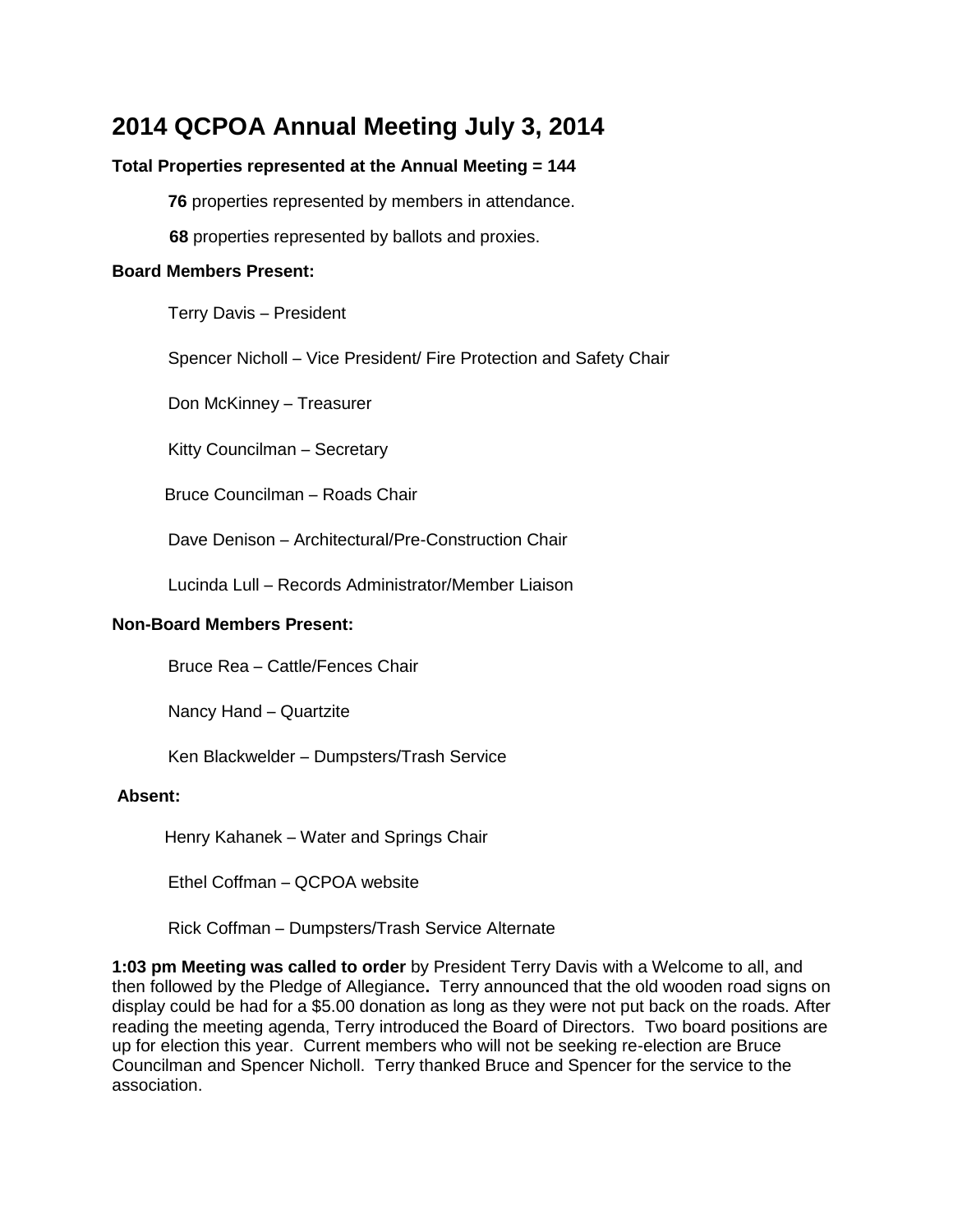# 2014 QCPOA Annual Meeting July 3, 2014

**Total Properties represented at the Annual Meeting = 144**

**76** properties represented by members in attendance.

**68** properties represented by ballots and proxies.

**Board Members Present:**

Terry Davis – President

Spencer Nicholl – Vice President/ Fire Protection and Safety Chair

Don McKinney – Treasurer

Kitty Councilman – Secretary

Bruce Councilman – Roads Chair

Dave Denison – Architectural/Pre-Construction Chair

Lucinda Lull – Records Administrator/Member Liaison

**Non-Board Members Present:**

Bruce Rea – Cattle/Fences Chair

Nancy Hand – Quartzite

Ken Blackwelder – Dumpsters/Trash Service

**Absent:**

Henry Kahanek – Water and Springs Chair

Ethel Coffman – QCPOA website

Rick Coffman – Dumpsters/Trash Service Alternate

**1:03 pm Meeting was called to order** by President Terry Davis with a Welcome to all, and then followed by the Pledge of Allegiance**.** Terry announced that the old wooden road signs on display could be had for a $5.00 donation as long as they were not put back on the roads. After reading the meeting agenda, Terry introduced the Board of Directors. Two board positions are up for election this year. Current members who will not be seeking re-election are Bruce Councilman and Spencer Nicholl. Terry thanked Bruce and Spencer for the service to the association.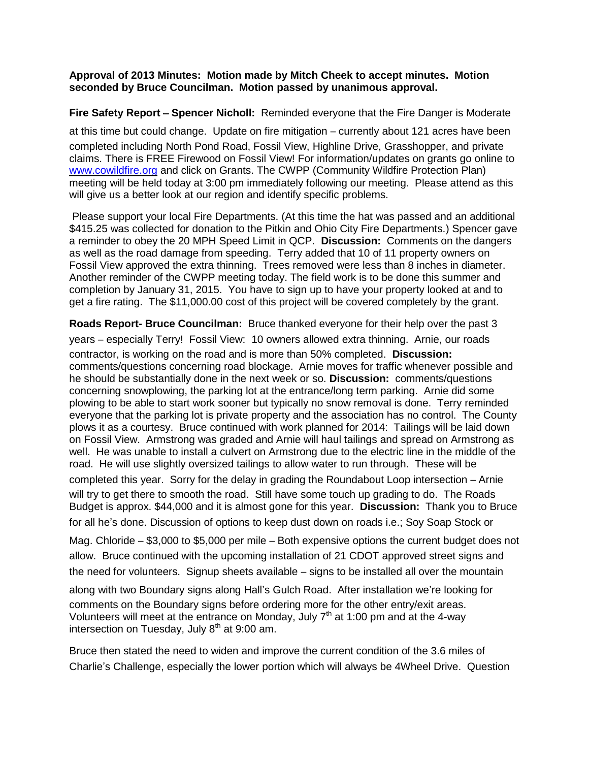**Approval of 2013 Minutes: Motion made by Mitch Cheek to accept minutes. Motion seconded by Bruce Councilman. Motion passed by unanimous approval.**

**Fire Safety Report – Spencer Nicholl:** Reminded everyone that the Fire Danger is Moderate at this time but could change. Update on fire mitigation – currently about 121 acres have been completed including North Pond Road, Fossil View, Highline Drive, Grasshopper, and private claims. There is FREE Firewood on Fossil View! For information/updates on grants go online to [www.cowildfire.org](www.cowildfire.org) and click on Grants. The CWPP (Community Wildfire Protection Plan) meeting will be held today at 3:00 pm immediately following our meeting. Please attend as this will give us a better look at our region and identify specific problems.

Please support your local Fire Departments. (At this time the hat was passed and an additional $415.25 was collected for donation to the Pitkin and Ohio City Fire Departments.) Spencer gave a reminder to obey the 20 MPH Speed Limit in QCP. **Discussion:** Comments on the dangers as well as the road damage from speeding. Terry added that 10 of 11 property owners on Fossil View approved the extra thinning. Trees removed were less than 8 inches in diameter. Another reminder of the CWPP meeting today. The field work is to be done this summer and completion by January 31, 2015. You have to sign up to have your property looked at and to get a fire rating. The $11,000.00 cost of this project will be covered completely by the grant.

**Roads Report- Bruce Councilman:** Bruce thanked everyone for their help over the past 3 years – especially Terry! Fossil View: 10 owners allowed extra thinning. Arnie, our roads contractor, is working on the road and is more than 50% completed. **Discussion:** comments/questions concerning road blockage. Arnie moves for traffic whenever possible and he should be substantially done in the next week or so. **Discussion:** comments/questions concerning snowplowing, the parking lot at the entrance/long term parking. Arnie did some plowing to be able to start work sooner but typically no snow removal is done. Terry reminded everyone that the parking lot is private property and the association has no control. The County plows it as a courtesy. Bruce continued with work planned for 2014: Tailings will be laid down on Fossil View. Armstrong was graded and Arnie will haul tailings and spread on Armstrong as well. He was unable to install a culvert on Armstrong due to the electric line in the middle of the road. He will use slightly oversized tailings to allow water to run through. These will be completed this year. Sorry for the delay in grading the Roundabout Loop intersection – Arnie will try to get there to smooth the road. Still have some touch up grading to do. The Roads Budget is approx. $44,000 and it is almost gone for this year. **Discussion:** Thank you to Bruce for all he's done. Discussion of options to keep dust down on roads i.e.; Soy Soap Stock or Mag. Chloride – $3,000 to $5,000 per mile – Both expensive options the current budget does not allow. Bruce continued with the upcoming installation of 21 CDOT approved street signs and the need for volunteers. Signup sheets available – signs to be installed all over the mountain along with two Boundary signs along Hall's Gulch Road. After installation we're looking for comments on the Boundary signs before ordering more for the other entry/exit areas. Volunteers will meet at the entrance on Monday, July 7th at 1:00 pm and at the 4-way intersection on Tuesday, July 8th at 9:00 am.

Bruce then stated the need to widen and improve the current condition of the 3.6 miles of Charlie's Challenge, especially the lower portion which will always be 4Wheel Drive. Question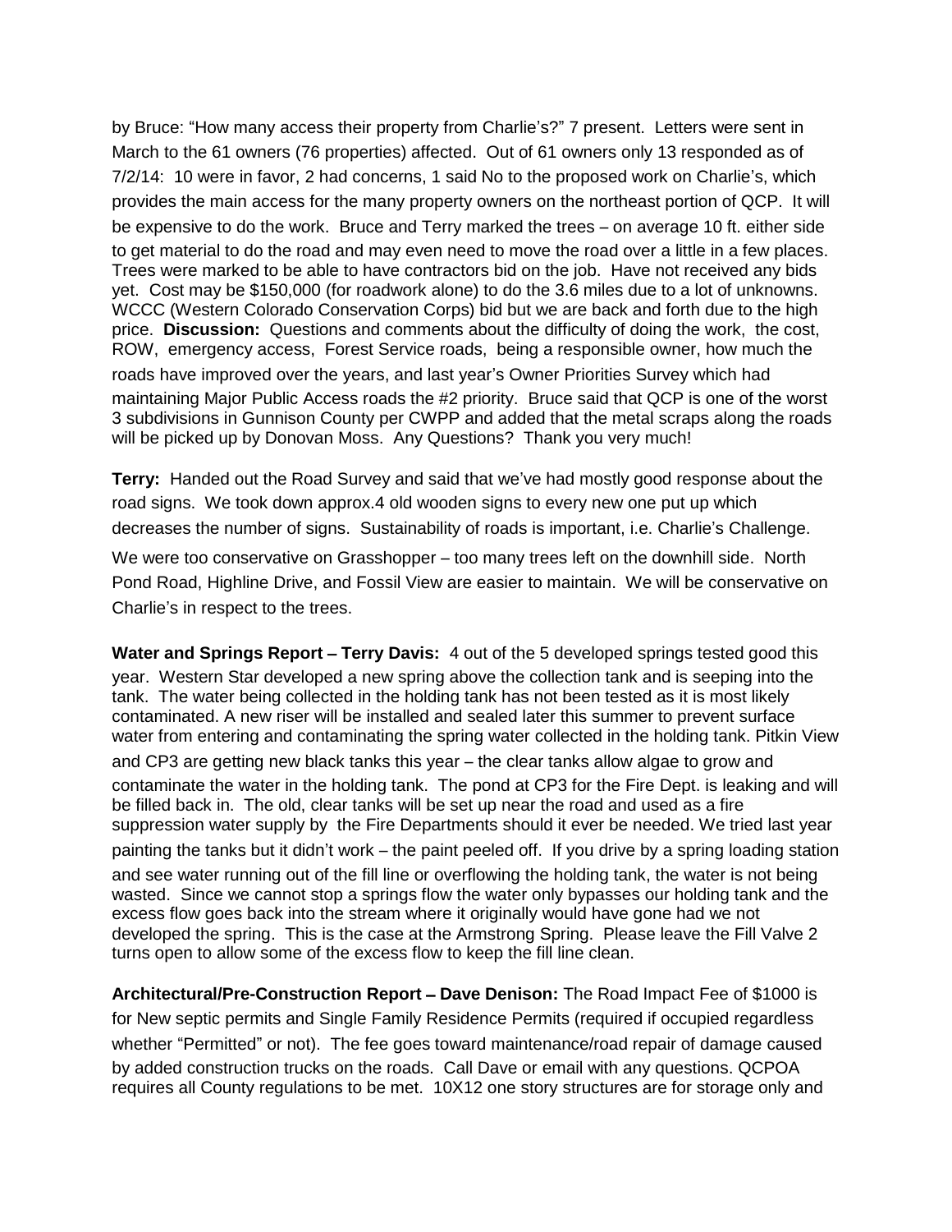by Bruce: "How many access their property from Charlie's?" 7 present. Letters were sent in March to the 61 owners (76 properties) affected. Out of 61 owners only 13 responded as of 7/2/14: 10 were in favor, 2 had concerns, 1 said No to the proposed work on Charlie's, which provides the main access for the many property owners on the northeast portion of QCP. It will be expensive to do the work. Bruce and Terry marked the trees – on average 10 ft. either side to get material to do the road and may even need to move the road over a little in a few places. Trees were marked to be able to have contractors bid on the job. Have not received any bids yet. Cost may be $150,000 (for roadwork alone) to do the 3.6 miles due to a lot of unknowns. WCCC (Western Colorado Conservation Corps) bid but we are back and forth due to the high price. **Discussion:** Questions and comments about the difficulty of doing the work, the cost, ROW, emergency access, Forest Service roads, being a responsible owner, how much the roads have improved over the years, and last year's Owner Priorities Survey which had maintaining Major Public Access roads the #2 priority. Bruce said that QCP is one of the worst 3 subdivisions in Gunnison County per CWPP and added that the metal scraps along the roads will be picked up by Donovan Moss. Any Questions? Thank you very much!

**Terry:** Handed out the Road Survey and said that we've had mostly good response about the road signs. We took down approx.4 old wooden signs to every new one put up which decreases the number of signs. Sustainability of roads is important, i.e. Charlie's Challenge. We were too conservative on Grasshopper – too many trees left on the downhill side. North Pond Road, Highline Drive, and Fossil View are easier to maintain. We will be conservative on Charlie's in respect to the trees.

**Water and Springs Report – Terry Davis:** 4 out of the 5 developed springs tested good this year. Western Star developed a new spring above the collection tank and is seeping into the tank. The water being collected in the holding tank has not been tested as it is most likely contaminated. A new riser will be installed and sealed later this summer to prevent surface water from entering and contaminating the spring water collected in the holding tank. Pitkin View and CP3 are getting new black tanks this year – the clear tanks allow algae to grow and contaminate the water in the holding tank. The pond at CP3 for the Fire Dept. is leaking and will be filled back in. The old, clear tanks will be set up near the road and used as a fire suppression water supply by the Fire Departments should it ever be needed. We tried last year painting the tanks but it didn't work – the paint peeled off. If you drive by a spring loading station and see water running out of the fill line or overflowing the holding tank, the water is not being wasted. Since we cannot stop a springs flow the water only bypasses our holding tank and the excess flow goes back into the stream where it originally would have gone had we not developed the spring. This is the case at the Armstrong Spring. Please leave the Fill Valve 2 turns open to allow some of the excess flow to keep the fill line clean.

**Architectural/Pre-Construction Report – Dave Denison:** The Road Impact Fee of $1000 is for New septic permits and Single Family Residence Permits (required if occupied regardless whether "Permitted" or not). The fee goes toward maintenance/road repair of damage caused by added construction trucks on the roads. Call Dave or email with any questions. QCPOA requires all County regulations to be met. 10X12 one story structures are for storage only and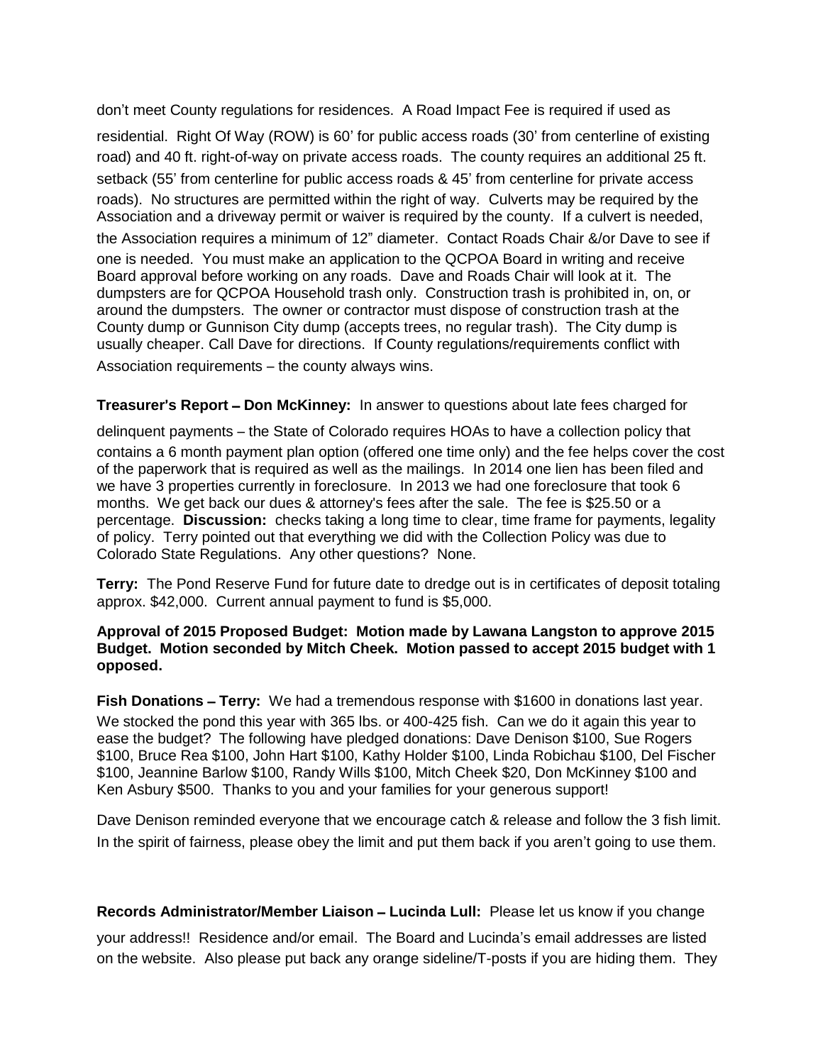don't meet County regulations for residences. A Road Impact Fee is required if used as residential. Right Of Way (ROW) is 60' for public access roads (30' from centerline of existing road) and 40 ft. right-of-way on private access roads. The county requires an additional 25 ft. setback (55' from centerline for public access roads & 45' from centerline for private access roads). No structures are permitted within the right of way. Culverts may be required by the Association and a driveway permit or waiver is required by the county. If a culvert is needed, the Association requires a minimum of 12" diameter. Contact Roads Chair &/or Dave to see if one is needed. You must make an application to the QCPOA Board in writing and receive Board approval before working on any roads. Dave and Roads Chair will look at it. The dumpsters are for QCPOA Household trash only. Construction trash is prohibited in, on, or around the dumpsters. The owner or contractor must dispose of construction trash at the County dump or Gunnison City dump (accepts trees, no regular trash). The City dump is usually cheaper. Call Dave for directions. If County regulations/requirements conflict with Association requirements – the county always wins.

**Treasurer's Report – Don McKinney:** In answer to questions about late fees charged for delinquent payments – the State of Colorado requires HOAs to have a collection policy that contains a 6 month payment plan option (offered one time only) and the fee helps cover the cost of the paperwork that is required as well as the mailings. In 2014 one lien has been filed and we have 3 properties currently in foreclosure. In 2013 we had one foreclosure that took 6 months. We get back our dues & attorney's fees after the sale. The fee is $25.50 or a percentage. **Discussion:** checks taking a long time to clear, time frame for payments, legality of policy. Terry pointed out that everything we did with the Collection Policy was due to Colorado State Regulations. Any other questions? None.

**Terry:** The Pond Reserve Fund for future date to dredge out is in certificates of deposit totaling approx. $42,000. Current annual payment to fund is $5,000.

**Approval of 2015 Proposed Budget: Motion made by Lawana Langston to approve 2015 Budget. Motion seconded by Mitch Cheek. Motion passed to accept 2015 budget with 1 opposed.**

**Fish Donations – Terry:** We had a tremendous response with $1600 in donations last year. We stocked the pond this year with 365 lbs. or 400-425 fish. Can we do it again this year to ease the budget? The following have pledged donations: Dave Denison $100, Sue Rogers $100, Bruce Rea $100, John Hart $100, Kathy Holder $100, Linda Robichau $100, Del Fischer $100, Jeannine Barlow $100, Randy Wills $100, Mitch Cheek $20, Don McKinney $100 and Ken Asbury $500. Thanks to you and your families for your generous support!

Dave Denison reminded everyone that we encourage catch & release and follow the 3 fish limit. In the spirit of fairness, please obey the limit and put them back if you aren't going to use them.

**Records Administrator/Member Liaison – Lucinda Lull:** Please let us know if you change your address!! Residence and/or email. The Board and Lucinda's email addresses are listed on the website. Also please put back any orange sideline/T-posts if you are hiding them. They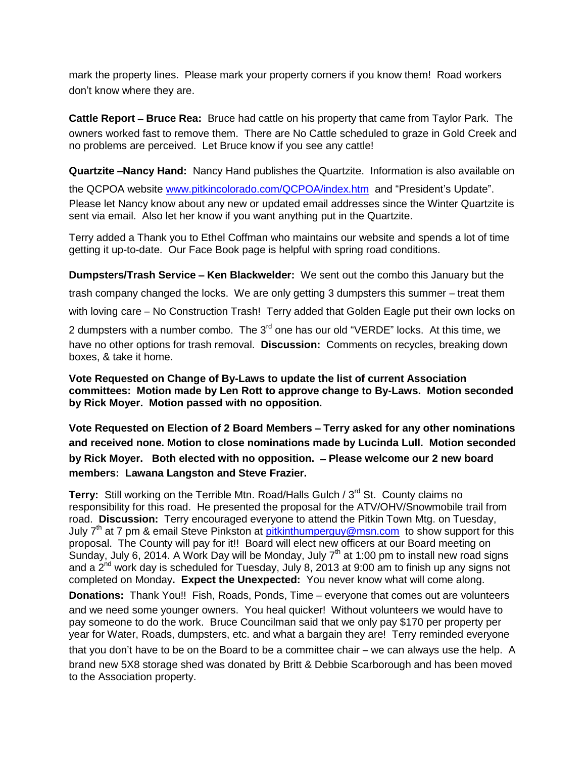mark the property lines. Please mark your property corners if you know them! Road workers don't know where they are.

**Cattle Report – Bruce Rea:** Bruce had cattle on his property that came from Taylor Park. The owners worked fast to remove them. There are No Cattle scheduled to graze in Gold Creek and no problems are perceived. Let Bruce know if you see any cattle!

**Quartzite –Nancy Hand:** Nancy Hand publishes the Quartzite. Information is also available on the QCPOA website www.pitkincolorado.com/QCPOA/index.htm and "President's Update". Please let Nancy know about any new or updated email addresses since the Winter Quartzite is sent via email. Also let her know if you want anything put in the Quartzite.

Terry added a Thank you to Ethel Coffman who maintains our website and spends a lot of time getting it up-to-date. Our Face Book page is helpful with spring road conditions.

**Dumpsters/Trash Service – Ken Blackwelder:** We sent out the combo this January but the trash company changed the locks. We are only getting 3 dumpsters this summer – treat them with loving care – No Construction Trash! Terry added that Golden Eagle put their own locks on 2 dumpsters with a number combo. The 3rd one has our old "VERDE" locks. At this time, we have no other options for trash removal. **Discussion:** Comments on recycles, breaking down boxes, & take it home.

**Vote Requested on Change of By-Laws to update the list of current Association committees: Motion made by Len Rott to approve change to By-Laws. Motion seconded by Rick Moyer. Motion passed with no opposition.**

**Vote Requested on Election of 2 Board Members – Terry asked for any other nominations and received none. Motion to close nominations made by Lucinda Lull. Motion seconded by Rick Moyer. Both elected with no opposition. – Please welcome our 2 new board members: Lawana Langston and Steve Frazier.**

**Terry:** Still working on the Terrible Mtn. Road/Halls Gulch / 3rd St. County claims no responsibility for this road. He presented the proposal for the ATV/OHV/Snowmobile trail from road. **Discussion:** Terry encouraged everyone to attend the Pitkin Town Mtg. on Tuesday, July 7th at 7 pm & email Steve Pinkston at pitkinthumperguy@msn.com to show support for this proposal. The County will pay for it!! Board will elect new officers at our Board meeting on Sunday, July 6, 2014. A Work Day will be Monday, July 7th at 1:00 pm to install new road signs and a 2nd work day is scheduled for Tuesday, July 8, 2013 at 9:00 am to finish up any signs not completed on Monday**. Expect the Unexpected:** You never know what will come along.

**Donations:** Thank You!! Fish, Roads, Ponds, Time – everyone that comes out are volunteers and we need some younger owners. You heal quicker! Without volunteers we would have to pay someone to do the work. Bruce Councilman said that we only pay $170 per property per year for Water, Roads, dumpsters, etc. and what a bargain they are! Terry reminded everyone that you don't have to be on the Board to be a committee chair – we can always use the help. A brand new 5X8 storage shed was donated by Britt & Debbie Scarborough and has been moved to the Association property.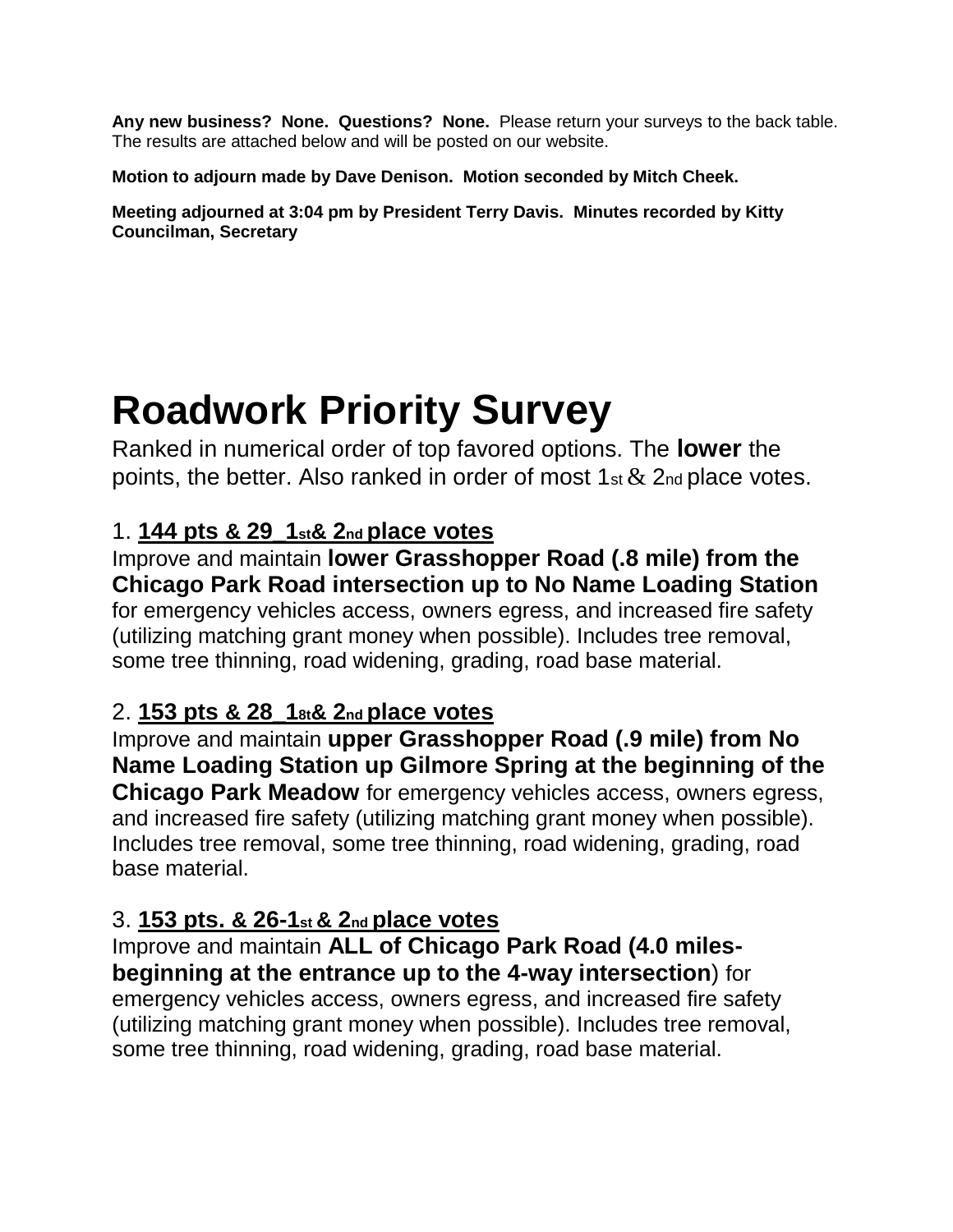**Any new business? None. Questions? None.** Please return your surveys to the back table. The results are attached below and will be posted on our website.

**Motion to adjourn made by Dave Denison. Motion seconded by Mitch Cheek.**

**Meeting adjourned at 3:04 pm by President Terry Davis. Minutes recorded by Kitty Councilman, Secretary**

# Roadwork Priority Survey

Ranked in numerical order of top favored options. The **lower** the points, the better. Also ranked in order of most 1st & 2nd place votes.

1. **144 pts & 29_1st& 2nd place votes**

Improve and maintain **lower Grasshopper Road (.8 mile) from the Chicago Park Road intersection up to No Name Loading Station** for emergency vehicles access, owners egress, and increased fire safety (utilizing matching grant money when possible). Includes tree removal, some tree thinning, road widening, grading, road base material.

2. **153 pts & 28_18t& 2nd place votes**

Improve and maintain **upper Grasshopper Road (.9 mile) from No Name Loading Station up Gilmore Spring at the beginning of the Chicago Park Meadow** for emergency vehicles access, owners egress, and increased fire safety (utilizing matching grant money when possible). Includes tree removal, some tree thinning, road widening, grading, road base material.

3. **153 pts. & 26-1st & 2nd place votes**

Improve and maintain **ALL of Chicago Park Road (4.0 miles- beginning at the entrance up to the 4-way intersection**) for emergency vehicles access, owners egress, and increased fire safety (utilizing matching grant money when possible). Includes tree removal, some tree thinning, road widening, grading, road base material.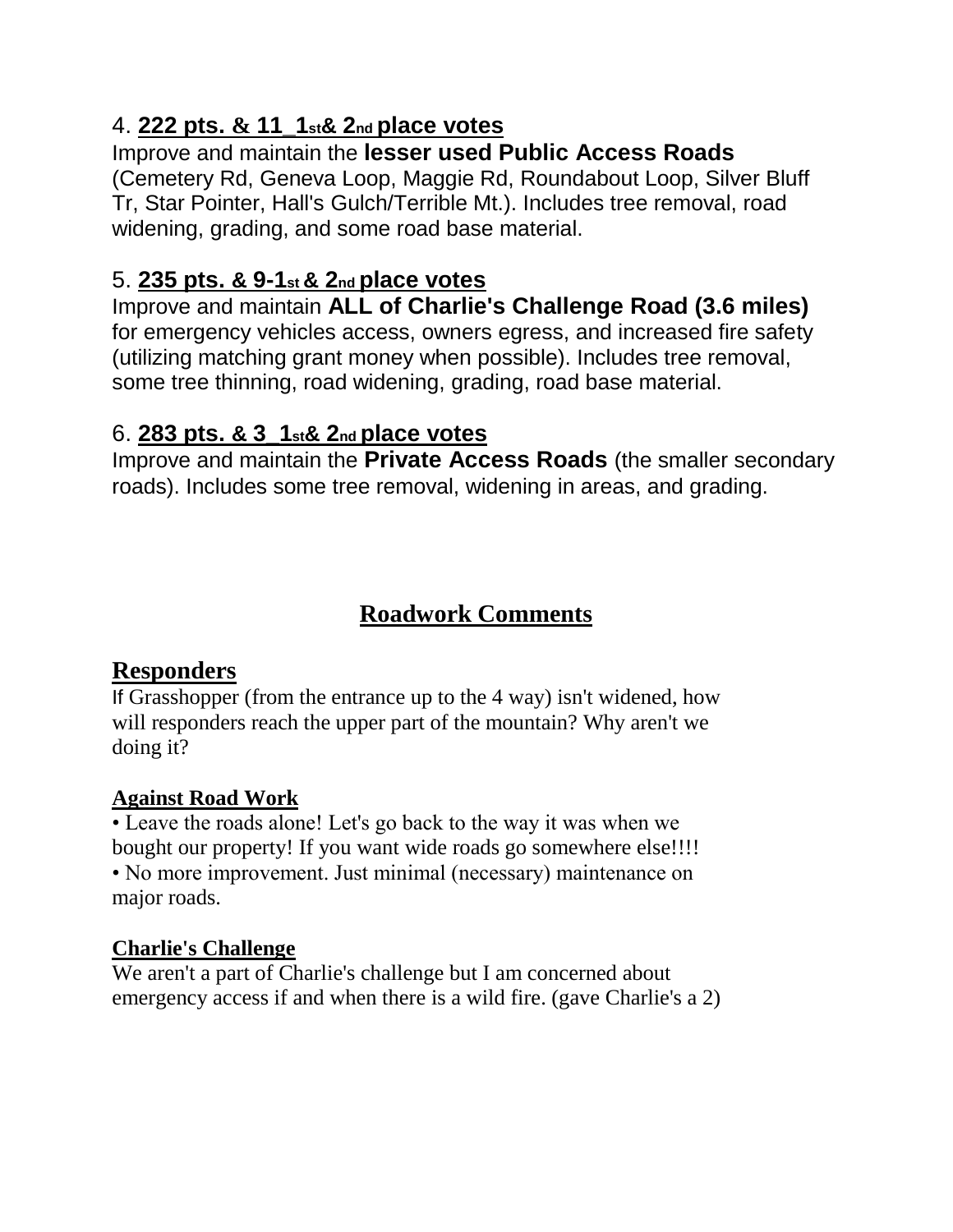4. **222 pts. & 11_1st& 2nd place votes**

Improve and maintain the **lesser used Public Access Roads** (Cemetery Rd, Geneva Loop, Maggie Rd, Roundabout Loop, Silver Bluff Tr, Star Pointer, Hall's Gulch/Terrible Mt.). Includes tree removal, road widening, grading, and some road base material.

5. **235 pts. & 9-1st & 2nd place votes**

Improve and maintain **ALL of Charlie's Challenge Road (3.6 miles)** for emergency vehicles access, owners egress, and increased fire safety (utilizing matching grant money when possible). Includes tree removal, some tree thinning, road widening, grading, road base material.

6. **283 pts. & 3_1st& 2nd place votes**

Improve and maintain the **Private Access Roads** (the smaller secondary roads). Includes some tree removal, widening in areas, and grading.

# Roadwork Comments

## Responders

If Grasshopper (from the entrance up to the 4 way) isn't widened, how will responders reach the upper part of the mountain? Why aren't we doing it?

### Against Road Work

- Leave the roads alone! Let's go back to the way it was when we bought our property! If you want wide roads go somewhere else!!!!
- No more improvement. Just minimal (necessary) maintenance on major roads.

### Charlie's Challenge

We aren't a part of Charlie's challenge but I am concerned about emergency access if and when there is a wild fire. (gave Charlie's a 2)